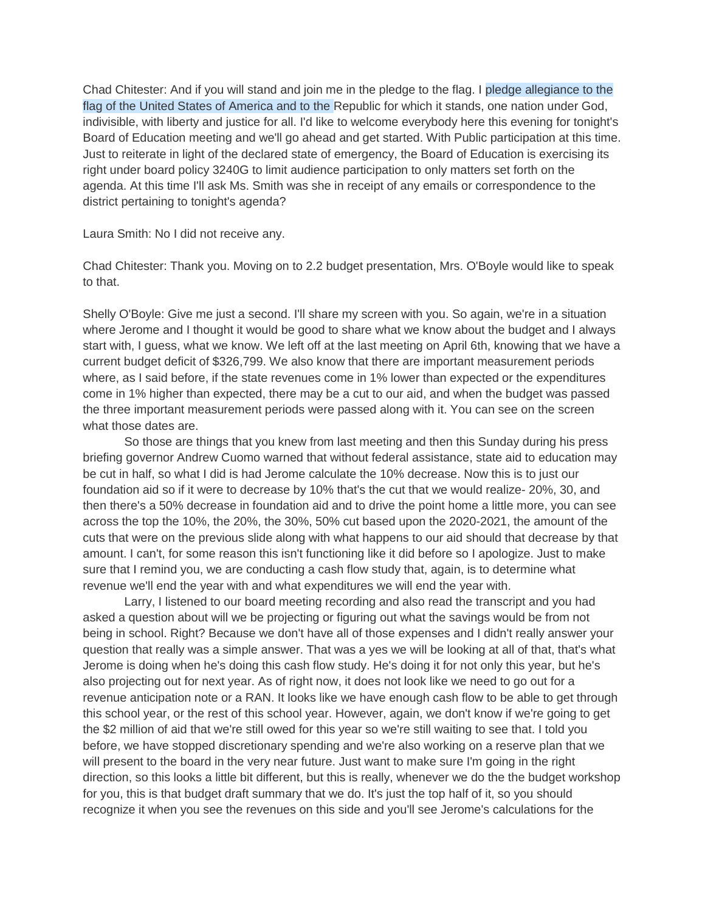Chad Chitester: And if you will stand and join me in the pledge to the flag. I pledge allegiance to the flag of the United States of America and to the Republic for which it stands, one nation under God, indivisible, with liberty and justice for all. I'd like to welcome everybody here this evening for tonight's Board of Education meeting and we'll go ahead and get started. With Public participation at this time. Just to reiterate in light of the declared state of emergency, the Board of Education is exercising its right under board policy 3240G to limit audience participation to only matters set forth on the agenda. At this time I'll ask Ms. Smith was she in receipt of any emails or correspondence to the district pertaining to tonight's agenda?

Laura Smith: No I did not receive any.

Chad Chitester: Thank you. Moving on to 2.2 budget presentation, Mrs. O'Boyle would like to speak to that.

Shelly O'Boyle: Give me just a second. I'll share my screen with you. So again, we're in a situation where Jerome and I thought it would be good to share what we know about the budget and I always start with, I guess, what we know. We left off at the last meeting on April 6th, knowing that we have a current budget deficit of $326,799. We also know that there are important measurement periods where, as I said before, if the state revenues come in 1% lower than expected or the expenditures come in 1% higher than expected, there may be a cut to our aid, and when the budget was passed the three important measurement periods were passed along with it. You can see on the screen what those dates are.

So those are things that you knew from last meeting and then this Sunday during his press briefing governor Andrew Cuomo warned that without federal assistance, state aid to education may be cut in half, so what I did is had Jerome calculate the 10% decrease. Now this is to just our foundation aid so if it were to decrease by 10% that's the cut that we would realize- 20%, 30, and then there's a 50% decrease in foundation aid and to drive the point home a little more, you can see across the top the 10%, the 20%, the 30%, 50% cut based upon the 2020-2021, the amount of the cuts that were on the previous slide along with what happens to our aid should that decrease by that amount. I can't, for some reason this isn't functioning like it did before so I apologize. Just to make sure that I remind you, we are conducting a cash flow study that, again, is to determine what revenue we'll end the year with and what expenditures we will end the year with.

Larry, I listened to our board meeting recording and also read the transcript and you had asked a question about will we be projecting or figuring out what the savings would be from not being in school. Right? Because we don't have all of those expenses and I didn't really answer your question that really was a simple answer. That was a yes we will be looking at all of that, that's what Jerome is doing when he's doing this cash flow study. He's doing it for not only this year, but he's also projecting out for next year. As of right now, it does not look like we need to go out for a revenue anticipation note or a RAN. It looks like we have enough cash flow to be able to get through this school year, or the rest of this school year. However, again, we don't know if we're going to get the $2 million of aid that we're still owed for this year so we're still waiting to see that. I told you before, we have stopped discretionary spending and we're also working on a reserve plan that we will present to the board in the very near future. Just want to make sure I'm going in the right direction, so this looks a little bit different, but this is really, whenever we do the the budget workshop for you, this is that budget draft summary that we do. It's just the top half of it, so you should recognize it when you see the revenues on this side and you'll see Jerome's calculations for the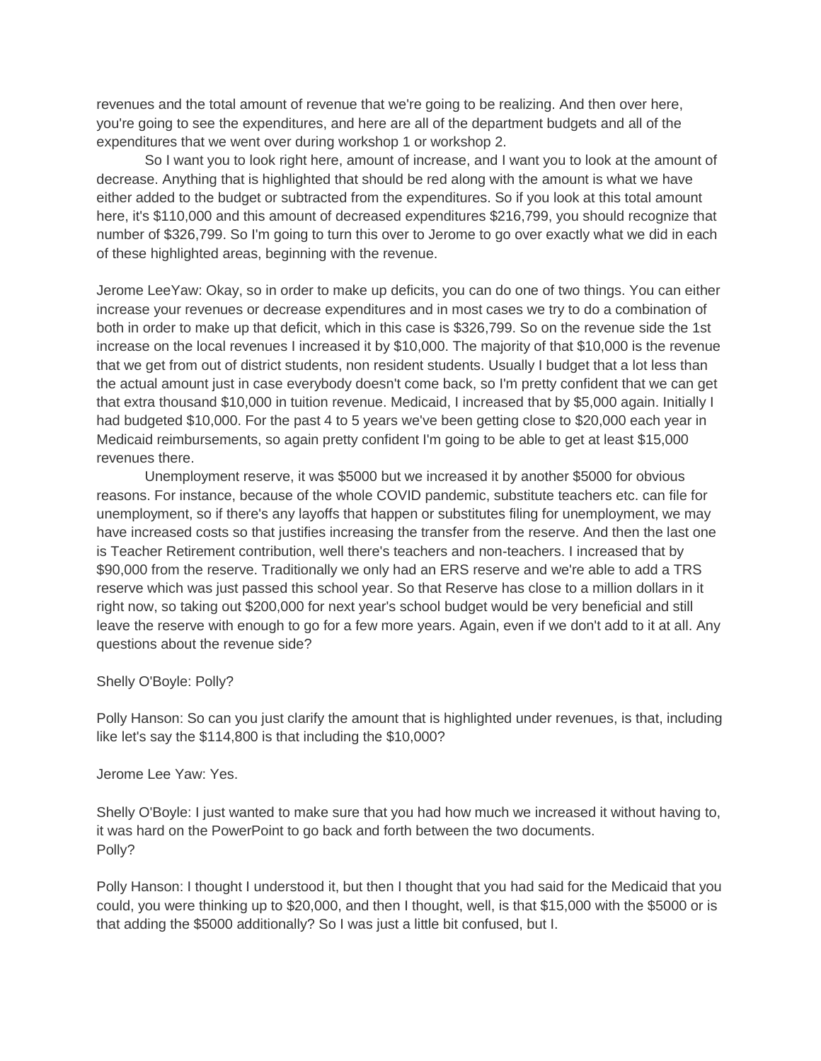revenues and the total amount of revenue that we're going to be realizing. And then over here, you're going to see the expenditures, and here are all of the department budgets and all of the expenditures that we went over during workshop 1 or workshop 2.

So I want you to look right here, amount of increase, and I want you to look at the amount of decrease. Anything that is highlighted that should be red along with the amount is what we have either added to the budget or subtracted from the expenditures. So if you look at this total amount here, it's $110,000 and this amount of decreased expenditures $216,799, you should recognize that number of $326,799. So I'm going to turn this over to Jerome to go over exactly what we did in each of these highlighted areas, beginning with the revenue.

Jerome LeeYaw: Okay, so in order to make up deficits, you can do one of two things. You can either increase your revenues or decrease expenditures and in most cases we try to do a combination of both in order to make up that deficit, which in this case is $326,799. So on the revenue side the 1st increase on the local revenues I increased it by $10,000. The majority of that $10,000 is the revenue that we get from out of district students, non resident students. Usually I budget that a lot less than the actual amount just in case everybody doesn't come back, so I'm pretty confident that we can get that extra thousand $10,000 in tuition revenue. Medicaid, I increased that by $5,000 again. Initially I had budgeted $10,000. For the past 4 to 5 years we've been getting close to $20,000 each year in Medicaid reimbursements, so again pretty confident I'm going to be able to get at least $15,000 revenues there.

Unemployment reserve, it was $5000 but we increased it by another $5000 for obvious reasons. For instance, because of the whole COVID pandemic, substitute teachers etc. can file for unemployment, so if there's any layoffs that happen or substitutes filing for unemployment, we may have increased costs so that justifies increasing the transfer from the reserve. And then the last one is Teacher Retirement contribution, well there's teachers and non-teachers. I increased that by $90,000 from the reserve. Traditionally we only had an ERS reserve and we're able to add a TRS reserve which was just passed this school year. So that Reserve has close to a million dollars in it right now, so taking out $200,000 for next year's school budget would be very beneficial and still leave the reserve with enough to go for a few more years. Again, even if we don't add to it at all. Any questions about the revenue side?

Shelly O'Boyle: Polly?

Polly Hanson: So can you just clarify the amount that is highlighted under revenues, is that, including like let's say the $114,800 is that including the $10,000?

Jerome Lee Yaw: Yes.

Shelly O'Boyle: I just wanted to make sure that you had how much we increased it without having to, it was hard on the PowerPoint to go back and forth between the two documents.
Polly?

Polly Hanson: I thought I understood it, but then I thought that you had said for the Medicaid that you could, you were thinking up to $20,000, and then I thought, well, is that $15,000 with the $5000 or is that adding the $5000 additionally? So I was just a little bit confused, but I.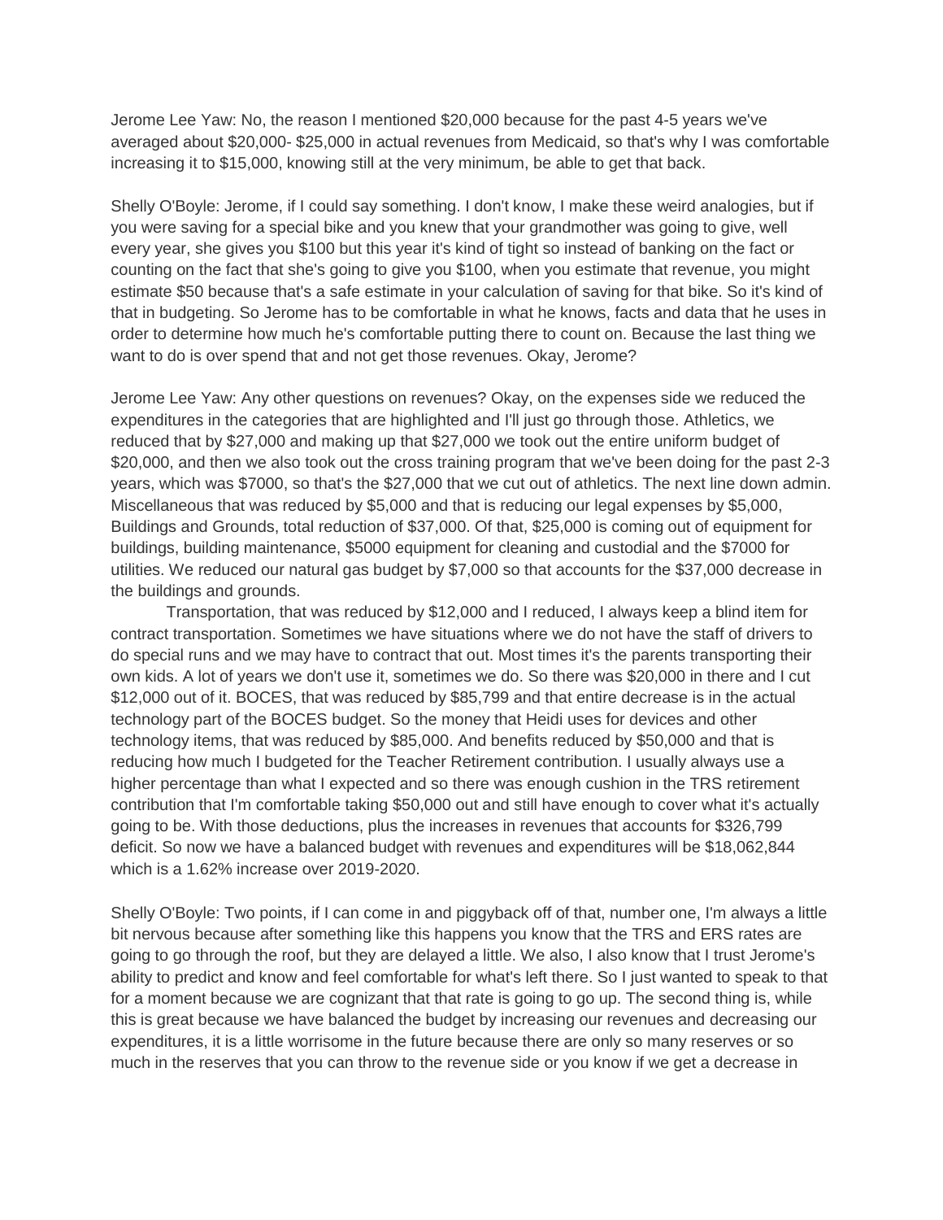Jerome Lee Yaw: No, the reason I mentioned $20,000 because for the past 4-5 years we've averaged about $20,000- $25,000 in actual revenues from Medicaid, so that's why I was comfortable increasing it to $15,000, knowing still at the very minimum, be able to get that back.

Shelly O'Boyle: Jerome, if I could say something. I don't know, I make these weird analogies, but if you were saving for a special bike and you knew that your grandmother was going to give, well every year, she gives you $100 but this year it's kind of tight so instead of banking on the fact or counting on the fact that she's going to give you $100, when you estimate that revenue, you might estimate $50 because that's a safe estimate in your calculation of saving for that bike. So it's kind of that in budgeting. So Jerome has to be comfortable in what he knows, facts and data that he uses in order to determine how much he's comfortable putting there to count on. Because the last thing we want to do is over spend that and not get those revenues. Okay, Jerome?

Jerome Lee Yaw: Any other questions on revenues? Okay, on the expenses side we reduced the expenditures in the categories that are highlighted and I'll just go through those. Athletics, we reduced that by $27,000 and making up that $27,000 we took out the entire uniform budget of $20,000, and then we also took out the cross training program that we've been doing for the past 2-3 years, which was $7000, so that's the $27,000 that we cut out of athletics. The next line down admin. Miscellaneous that was reduced by $5,000 and that is reducing our legal expenses by $5,000, Buildings and Grounds, total reduction of $37,000. Of that, $25,000 is coming out of equipment for buildings, building maintenance, $5000 equipment for cleaning and custodial and the $7000 for utilities. We reduced our natural gas budget by $7,000 so that accounts for the $37,000 decrease in the buildings and grounds.

Transportation, that was reduced by $12,000 and I reduced, I always keep a blind item for contract transportation. Sometimes we have situations where we do not have the staff of drivers to do special runs and we may have to contract that out. Most times it's the parents transporting their own kids. A lot of years we don't use it, sometimes we do. So there was $20,000 in there and I cut $12,000 out of it. BOCES, that was reduced by $85,799 and that entire decrease is in the actual technology part of the BOCES budget. So the money that Heidi uses for devices and other technology items, that was reduced by $85,000. And benefits reduced by $50,000 and that is reducing how much I budgeted for the Teacher Retirement contribution. I usually always use a higher percentage than what I expected and so there was enough cushion in the TRS retirement contribution that I'm comfortable taking $50,000 out and still have enough to cover what it's actually going to be. With those deductions, plus the increases in revenues that accounts for $326,799 deficit. So now we have a balanced budget with revenues and expenditures will be $18,062,844 which is a 1.62% increase over 2019-2020.

Shelly O'Boyle: Two points, if I can come in and piggyback off of that, number one, I'm always a little bit nervous because after something like this happens you know that the TRS and ERS rates are going to go through the roof, but they are delayed a little. We also, I also know that I trust Jerome's ability to predict and know and feel comfortable for what's left there. So I just wanted to speak to that for a moment because we are cognizant that that rate is going to go up. The second thing is, while this is great because we have balanced the budget by increasing our revenues and decreasing our expenditures, it is a little worrisome in the future because there are only so many reserves or so much in the reserves that you can throw to the revenue side or you know if we get a decrease in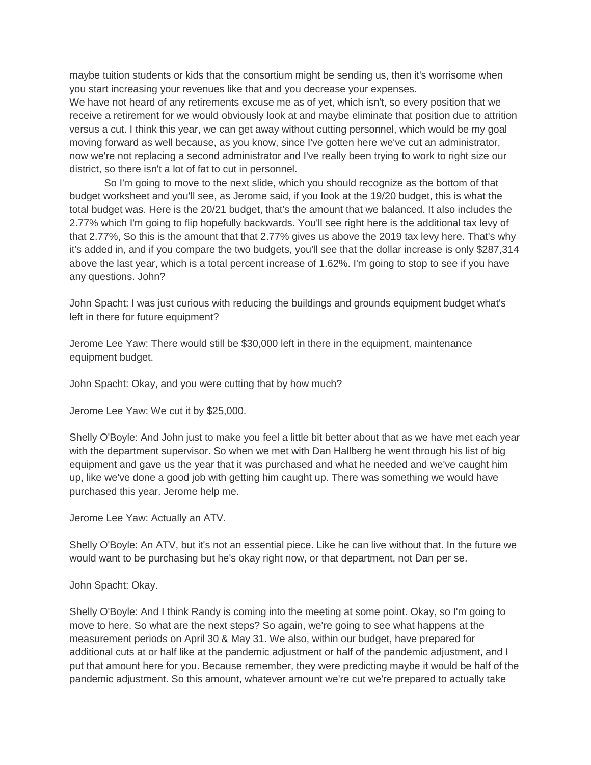maybe tuition students or kids that the consortium might be sending us, then it's worrisome when you start increasing your revenues like that and you decrease your expenses.
We have not heard of any retirements excuse me as of yet, which isn't, so every position that we receive a retirement for we would obviously look at and maybe eliminate that position due to attrition versus a cut. I think this year, we can get away without cutting personnel, which would be my goal moving forward as well because, as you know, since I've gotten here we've cut an administrator, now we're not replacing a second administrator and I've really been trying to work to right size our district, so there isn't a lot of fat to cut in personnel.

So I'm going to move to the next slide, which you should recognize as the bottom of that budget worksheet and you'll see, as Jerome said, if you look at the 19/20 budget, this is what the total budget was. Here is the 20/21 budget, that's the amount that we balanced. It also includes the 2.77% which I'm going to flip hopefully backwards. You'll see right here is the additional tax levy of that 2.77%, So this is the amount that that 2.77% gives us above the 2019 tax levy here. That's why it's added in, and if you compare the two budgets, you'll see that the dollar increase is only $287,314 above the last year, which is a total percent increase of 1.62%. I'm going to stop to see if you have any questions. John?

John Spacht: I was just curious with reducing the buildings and grounds equipment budget what's left in there for future equipment?

Jerome Lee Yaw: There would still be $30,000 left in there in the equipment, maintenance equipment budget.

John Spacht: Okay, and you were cutting that by how much?

Jerome Lee Yaw: We cut it by $25,000.

Shelly O'Boyle: And John just to make you feel a little bit better about that as we have met each year with the department supervisor. So when we met with Dan Hallberg he went through his list of big equipment and gave us the year that it was purchased and what he needed and we've caught him up, like we've done a good job with getting him caught up. There was something we would have purchased this year. Jerome help me.

Jerome Lee Yaw: Actually an ATV.

Shelly O'Boyle: An ATV, but it's not an essential piece. Like he can live without that. In the future we would want to be purchasing but he's okay right now, or that department, not Dan per se.

John Spacht: Okay.

Shelly O'Boyle: And I think Randy is coming into the meeting at some point. Okay, so I'm going to move to here. So what are the next steps? So again, we're going to see what happens at the measurement periods on April 30 & May 31. We also, within our budget, have prepared for additional cuts at or half like at the pandemic adjustment or half of the pandemic adjustment, and I put that amount here for you. Because remember, they were predicting maybe it would be half of the pandemic adjustment. So this amount, whatever amount we're cut we're prepared to actually take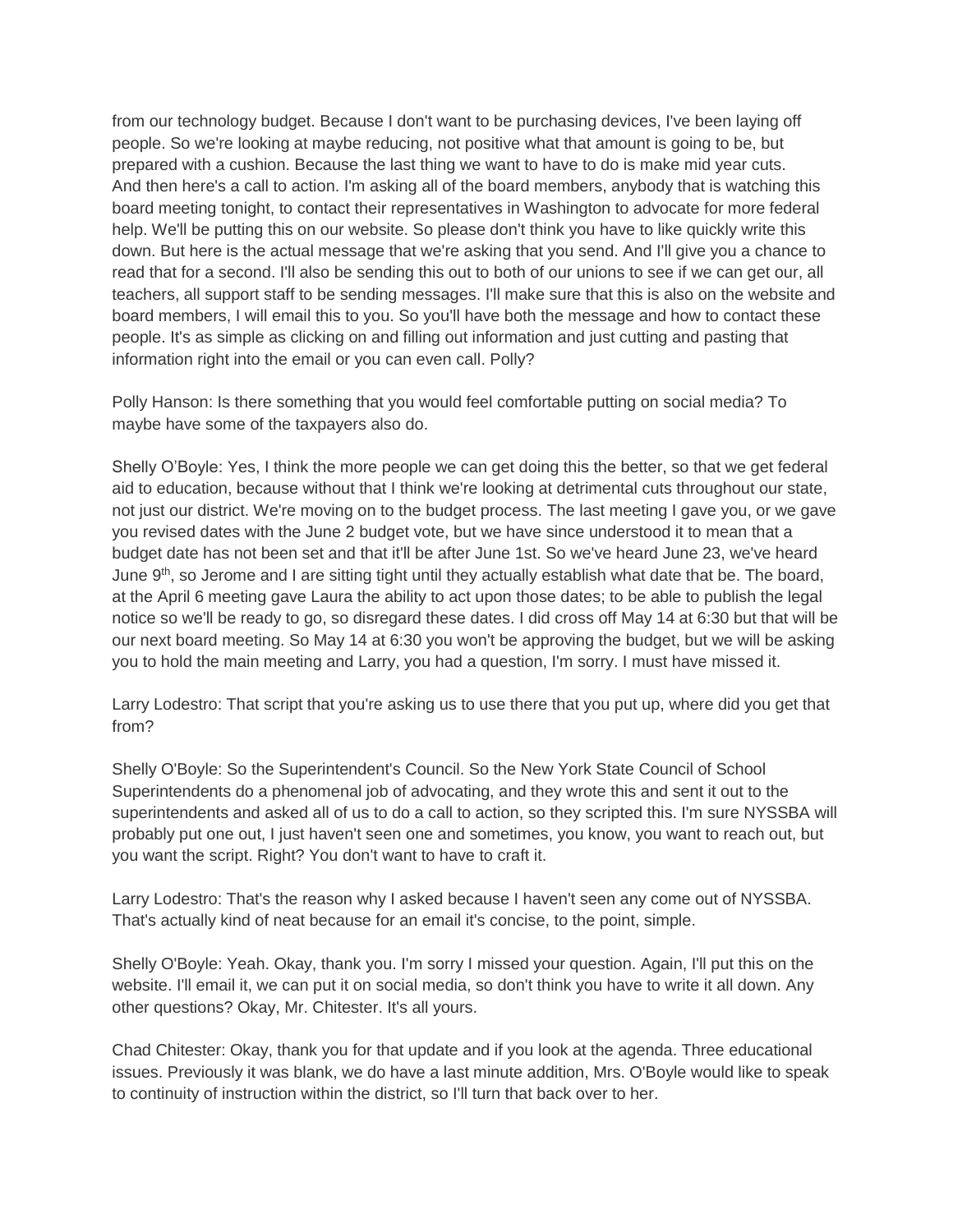from our technology budget. Because I don't want to be purchasing devices, I've been laying off people. So we're looking at maybe reducing, not positive what that amount is going to be, but prepared with a cushion. Because the last thing we want to have to do is make mid year cuts. And then here's a call to action. I'm asking all of the board members, anybody that is watching this board meeting tonight, to contact their representatives in Washington to advocate for more federal help. We'll be putting this on our website. So please don't think you have to like quickly write this down. But here is the actual message that we're asking that you send. And I'll give you a chance to read that for a second. I'll also be sending this out to both of our unions to see if we can get our, all teachers, all support staff to be sending messages. I'll make sure that this is also on the website and board members, I will email this to you. So you'll have both the message and how to contact these people. It's as simple as clicking on and filling out information and just cutting and pasting that information right into the email or you can even call. Polly?

Polly Hanson: Is there something that you would feel comfortable putting on social media? To maybe have some of the taxpayers also do.

Shelly O'Boyle: Yes, I think the more people we can get doing this the better, so that we get federal aid to education, because without that I think we're looking at detrimental cuts throughout our state, not just our district. We're moving on to the budget process. The last meeting I gave you, or we gave you revised dates with the June 2 budget vote, but we have since understood it to mean that a budget date has not been set and that it'll be after June 1st. So we've heard June 23, we've heard June 9th, so Jerome and I are sitting tight until they actually establish what date that be. The board, at the April 6 meeting gave Laura the ability to act upon those dates; to be able to publish the legal notice so we'll be ready to go, so disregard these dates. I did cross off May 14 at 6:30 but that will be our next board meeting. So May 14 at 6:30 you won't be approving the budget, but we will be asking you to hold the main meeting and Larry, you had a question, I'm sorry. I must have missed it.

Larry Lodestro: That script that you're asking us to use there that you put up, where did you get that from?

Shelly O'Boyle: So the Superintendent's Council. So the New York State Council of School Superintendents do a phenomenal job of advocating, and they wrote this and sent it out to the superintendents and asked all of us to do a call to action, so they scripted this. I'm sure NYSSBA will probably put one out, I just haven't seen one and sometimes, you know, you want to reach out, but you want the script. Right? You don't want to have to craft it.

Larry Lodestro: That's the reason why I asked because I haven't seen any come out of NYSSBA. That's actually kind of neat because for an email it's concise, to the point, simple.

Shelly O'Boyle: Yeah. Okay, thank you. I'm sorry I missed your question. Again, I'll put this on the website. I'll email it, we can put it on social media, so don't think you have to write it all down. Any other questions? Okay, Mr. Chitester. It's all yours.

Chad Chitester: Okay, thank you for that update and if you look at the agenda. Three educational issues. Previously it was blank, we do have a last minute addition, Mrs. O'Boyle would like to speak to continuity of instruction within the district, so I'll turn that back over to her.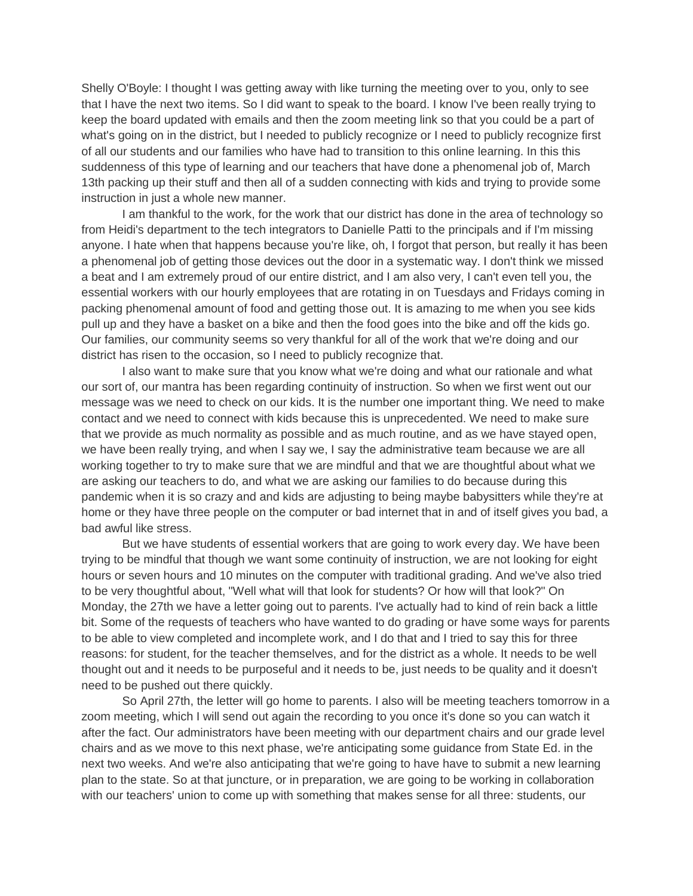Shelly O'Boyle: I thought I was getting away with like turning the meeting over to you, only to see that I have the next two items. So I did want to speak to the board. I know I've been really trying to keep the board updated with emails and then the zoom meeting link so that you could be a part of what's going on in the district, but I needed to publicly recognize or I need to publicly recognize first of all our students and our families who have had to transition to this online learning. In this this suddenness of this type of learning and our teachers that have done a phenomenal job of, March 13th packing up their stuff and then all of a sudden connecting with kids and trying to provide some instruction in just a whole new manner.

I am thankful to the work, for the work that our district has done in the area of technology so from Heidi's department to the tech integrators to Danielle Patti to the principals and if I'm missing anyone. I hate when that happens because you're like, oh, I forgot that person, but really it has been a phenomenal job of getting those devices out the door in a systematic way. I don't think we missed a beat and I am extremely proud of our entire district, and I am also very, I can't even tell you, the essential workers with our hourly employees that are rotating in on Tuesdays and Fridays coming in packing phenomenal amount of food and getting those out. It is amazing to me when you see kids pull up and they have a basket on a bike and then the food goes into the bike and off the kids go. Our families, our community seems so very thankful for all of the work that we're doing and our district has risen to the occasion, so I need to publicly recognize that.

I also want to make sure that you know what we're doing and what our rationale and what our sort of, our mantra has been regarding continuity of instruction. So when we first went out our message was we need to check on our kids. It is the number one important thing. We need to make contact and we need to connect with kids because this is unprecedented. We need to make sure that we provide as much normality as possible and as much routine, and as we have stayed open, we have been really trying, and when I say we, I say the administrative team because we are all working together to try to make sure that we are mindful and that we are thoughtful about what we are asking our teachers to do, and what we are asking our families to do because during this pandemic when it is so crazy and and kids are adjusting to being maybe babysitters while they're at home or they have three people on the computer or bad internet that in and of itself gives you bad, a bad awful like stress.

But we have students of essential workers that are going to work every day. We have been trying to be mindful that though we want some continuity of instruction, we are not looking for eight hours or seven hours and 10 minutes on the computer with traditional grading. And we've also tried to be very thoughtful about, "Well what will that look for students? Or how will that look?" On Monday, the 27th we have a letter going out to parents. I've actually had to kind of rein back a little bit. Some of the requests of teachers who have wanted to do grading or have some ways for parents to be able to view completed and incomplete work, and I do that and I tried to say this for three reasons: for student, for the teacher themselves, and for the district as a whole. It needs to be well thought out and it needs to be purposeful and it needs to be, just needs to be quality and it doesn't need to be pushed out there quickly.

So April 27th, the letter will go home to parents. I also will be meeting teachers tomorrow in a zoom meeting, which I will send out again the recording to you once it's done so you can watch it after the fact. Our administrators have been meeting with our department chairs and our grade level chairs and as we move to this next phase, we're anticipating some guidance from State Ed. in the next two weeks. And we're also anticipating that we're going to have have to submit a new learning plan to the state. So at that juncture, or in preparation, we are going to be working in collaboration with our teachers' union to come up with something that makes sense for all three: students, our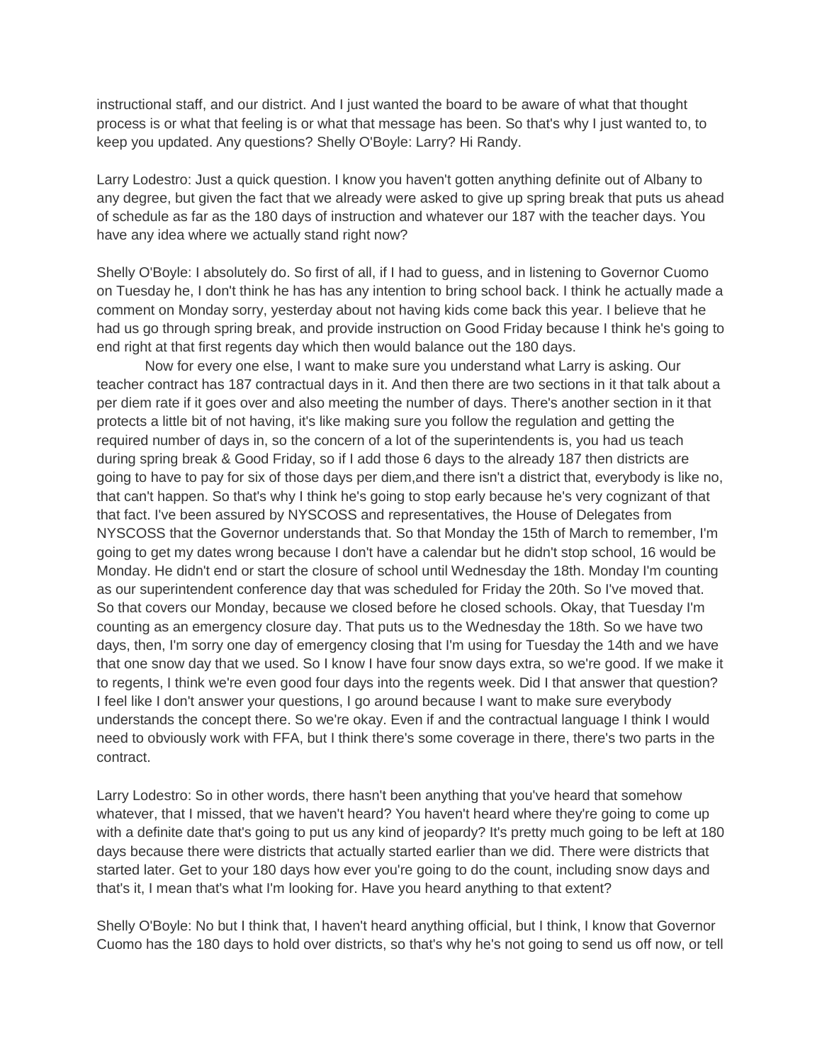instructional staff, and our district. And I just wanted the board to be aware of what that thought process is or what that feeling is or what that message has been. So that's why I just wanted to, to keep you updated. Any questions? Shelly O'Boyle: Larry? Hi Randy.

Larry Lodestro: Just a quick question. I know you haven't gotten anything definite out of Albany to any degree, but given the fact that we already were asked to give up spring break that puts us ahead of schedule as far as the 180 days of instruction and whatever our 187 with the teacher days. You have any idea where we actually stand right now?

Shelly O'Boyle: I absolutely do. So first of all, if I had to guess, and in listening to Governor Cuomo on Tuesday he, I don't think he has has any intention to bring school back. I think he actually made a comment on Monday sorry, yesterday about not having kids come back this year. I believe that he had us go through spring break, and provide instruction on Good Friday because I think he's going to end right at that first regents day which then would balance out the 180 days.

Now for every one else, I want to make sure you understand what Larry is asking. Our teacher contract has 187 contractual days in it. And then there are two sections in it that talk about a per diem rate if it goes over and also meeting the number of days. There's another section in it that protects a little bit of not having, it's like making sure you follow the regulation and getting the required number of days in, so the concern of a lot of the superintendents is, you had us teach during spring break & Good Friday, so if I add those 6 days to the already 187 then districts are going to have to pay for six of those days per diem,and there isn't a district that, everybody is like no, that can't happen. So that's why I think he's going to stop early because he's very cognizant of that that fact. I've been assured by NYSCOSS and representatives, the House of Delegates from NYSCOSS that the Governor understands that. So that Monday the 15th of March to remember, I'm going to get my dates wrong because I don't have a calendar but he didn't stop school, 16 would be Monday. He didn't end or start the closure of school until Wednesday the 18th. Monday I'm counting as our superintendent conference day that was scheduled for Friday the 20th. So I've moved that. So that covers our Monday, because we closed before he closed schools. Okay, that Tuesday I'm counting as an emergency closure day. That puts us to the Wednesday the 18th. So we have two days, then, I'm sorry one day of emergency closing that I'm using for Tuesday the 14th and we have that one snow day that we used. So I know I have four snow days extra, so we're good. If we make it to regents, I think we're even good four days into the regents week. Did I that answer that question? I feel like I don't answer your questions, I go around because I want to make sure everybody understands the concept there. So we're okay. Even if and the contractual language I think I would need to obviously work with FFA, but I think there's some coverage in there, there's two parts in the contract.

Larry Lodestro: So in other words, there hasn't been anything that you've heard that somehow whatever, that I missed, that we haven't heard? You haven't heard where they're going to come up with a definite date that's going to put us any kind of jeopardy? It's pretty much going to be left at 180 days because there were districts that actually started earlier than we did. There were districts that started later. Get to your 180 days how ever you're going to do the count, including snow days and that's it, I mean that's what I'm looking for. Have you heard anything to that extent?

Shelly O'Boyle: No but I think that, I haven't heard anything official, but I think, I know that Governor Cuomo has the 180 days to hold over districts, so that's why he's not going to send us off now, or tell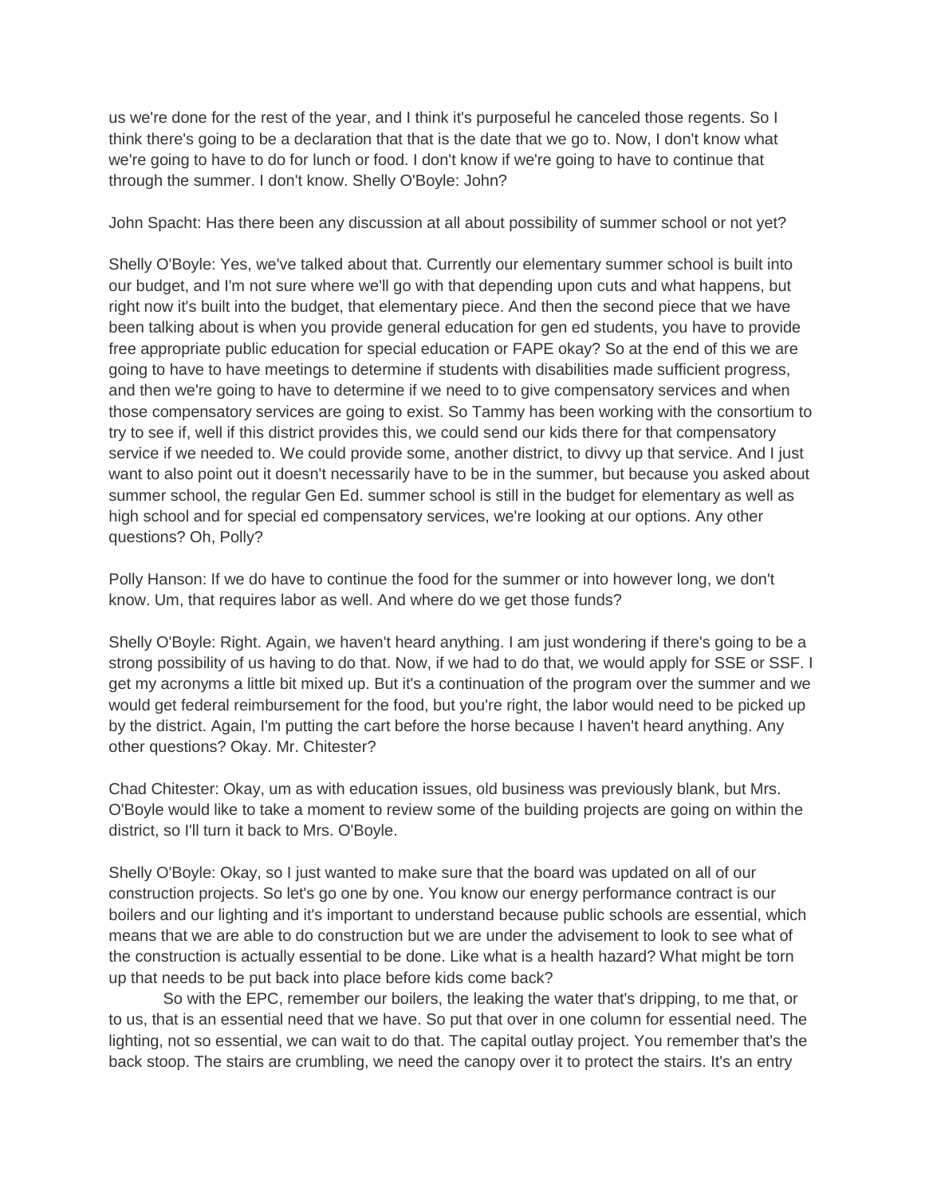us we're done for the rest of the year, and I think it's purposeful he canceled those regents. So I think there's going to be a declaration that that is the date that we go to. Now, I don't know what we're going to have to do for lunch or food. I don't know if we're going to have to continue that through the summer. I don't know. Shelly O'Boyle: John?

John Spacht: Has there been any discussion at all about possibility of summer school or not yet?

Shelly O'Boyle: Yes, we've talked about that. Currently our elementary summer school is built into our budget, and I'm not sure where we'll go with that depending upon cuts and what happens, but right now it's built into the budget, that elementary piece. And then the second piece that we have been talking about is when you provide general education for gen ed students, you have to provide free appropriate public education for special education or FAPE okay? So at the end of this we are going to have to have meetings to determine if students with disabilities made sufficient progress, and then we're going to have to determine if we need to to give compensatory services and when those compensatory services are going to exist. So Tammy has been working with the consortium to try to see if, well if this district provides this, we could send our kids there for that compensatory service if we needed to. We could provide some, another district, to divvy up that service. And I just want to also point out it doesn't necessarily have to be in the summer, but because you asked about summer school, the regular Gen Ed. summer school is still in the budget for elementary as well as high school and for special ed compensatory services, we're looking at our options. Any other questions? Oh, Polly?

Polly Hanson: If we do have to continue the food for the summer or into however long, we don't know. Um, that requires labor as well. And where do we get those funds?

Shelly O'Boyle: Right. Again, we haven't heard anything. I am just wondering if there's going to be a strong possibility of us having to do that. Now, if we had to do that, we would apply for SSE or SSF. I get my acronyms a little bit mixed up. But it's a continuation of the program over the summer and we would get federal reimbursement for the food, but you're right, the labor would need to be picked up by the district. Again, I'm putting the cart before the horse because I haven't heard anything. Any other questions? Okay. Mr. Chitester?

Chad Chitester: Okay, um as with education issues, old business was previously blank, but Mrs. O'Boyle would like to take a moment to review some of the building projects are going on within the district, so I'll turn it back to Mrs. O'Boyle.

Shelly O'Boyle: Okay, so I just wanted to make sure that the board was updated on all of our construction projects. So let's go one by one. You know our energy performance contract is our boilers and our lighting and it's important to understand because public schools are essential, which means that we are able to do construction but we are under the advisement to look to see what of the construction is actually essential to be done. Like what is a health hazard? What might be torn up that needs to be put back into place before kids come back?

So with the EPC, remember our boilers, the leaking the water that's dripping, to me that, or to us, that is an essential need that we have. So put that over in one column for essential need. The lighting, not so essential, we can wait to do that. The capital outlay project. You remember that's the back stoop. The stairs are crumbling, we need the canopy over it to protect the stairs. It's an entry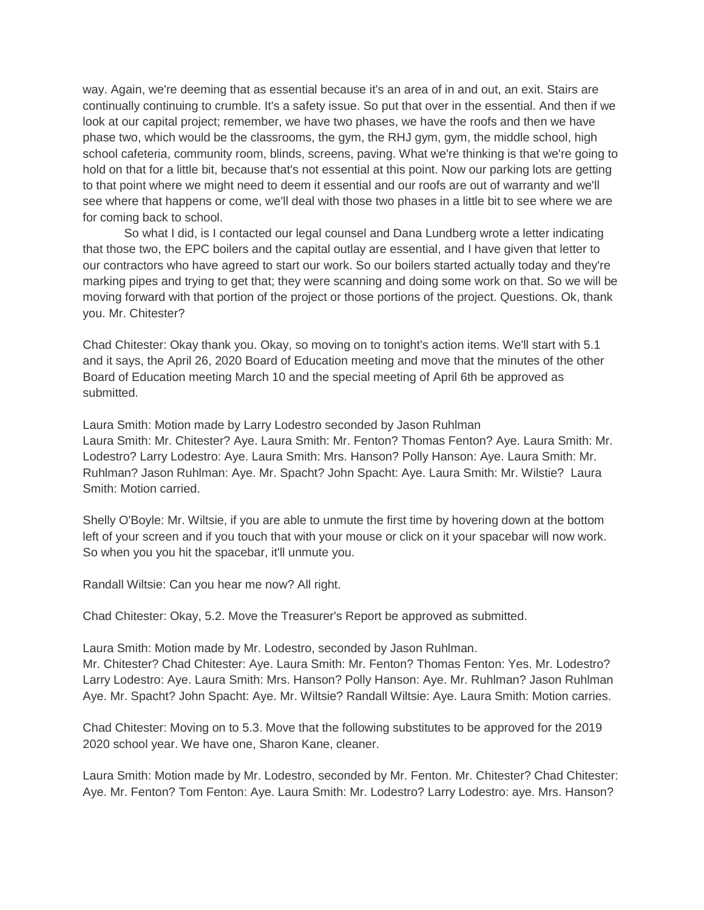way. Again, we're deeming that as essential because it's an area of in and out, an exit. Stairs are continually continuing to crumble. It's a safety issue. So put that over in the essential. And then if we look at our capital project; remember, we have two phases, we have the roofs and then we have phase two, which would be the classrooms, the gym, the RHJ gym, gym, the middle school, high school cafeteria, community room, blinds, screens, paving. What we're thinking is that we're going to hold on that for a little bit, because that's not essential at this point. Now our parking lots are getting to that point where we might need to deem it essential and our roofs are out of warranty and we'll see where that happens or come, we'll deal with those two phases in a little bit to see where we are for coming back to school.

So what I did, is I contacted our legal counsel and Dana Lundberg wrote a letter indicating that those two, the EPC boilers and the capital outlay are essential, and I have given that letter to our contractors who have agreed to start our work. So our boilers started actually today and they're marking pipes and trying to get that; they were scanning and doing some work on that. So we will be moving forward with that portion of the project or those portions of the project. Questions. Ok, thank you. Mr. Chitester?

Chad Chitester: Okay thank you. Okay, so moving on to tonight's action items. We'll start with 5.1 and it says, the April 26, 2020 Board of Education meeting and move that the minutes of the other Board of Education meeting March 10 and the special meeting of April 6th be approved as submitted.

Laura Smith: Motion made by Larry Lodestro seconded by Jason Ruhlman
Laura Smith: Mr. Chitester? Aye. Laura Smith: Mr. Fenton? Thomas Fenton? Aye. Laura Smith: Mr. Lodestro? Larry Lodestro: Aye. Laura Smith: Mrs. Hanson? Polly Hanson: Aye. Laura Smith: Mr. Ruhlman? Jason Ruhlman: Aye. Mr. Spacht? John Spacht: Aye. Laura Smith: Mr. Wilstie? Laura Smith: Motion carried.

Shelly O'Boyle: Mr. Wiltsie, if you are able to unmute the first time by hovering down at the bottom left of your screen and if you touch that with your mouse or click on it your spacebar will now work. So when you you hit the spacebar, it'll unmute you.

Randall Wiltsie: Can you hear me now? All right.

Chad Chitester: Okay, 5.2. Move the Treasurer's Report be approved as submitted.

Laura Smith: Motion made by Mr. Lodestro, seconded by Jason Ruhlman.
Mr. Chitester? Chad Chitester: Aye. Laura Smith: Mr. Fenton? Thomas Fenton: Yes. Mr. Lodestro? Larry Lodestro: Aye. Laura Smith: Mrs. Hanson? Polly Hanson: Aye. Mr. Ruhlman? Jason Ruhlman Aye. Mr. Spacht? John Spacht: Aye. Mr. Wiltsie? Randall Wiltsie: Aye. Laura Smith: Motion carries.

Chad Chitester: Moving on to 5.3. Move that the following substitutes to be approved for the 2019 2020 school year. We have one, Sharon Kane, cleaner.

Laura Smith: Motion made by Mr. Lodestro, seconded by Mr. Fenton. Mr. Chitester? Chad Chitester: Aye. Mr. Fenton? Tom Fenton: Aye. Laura Smith: Mr. Lodestro? Larry Lodestro: aye. Mrs. Hanson?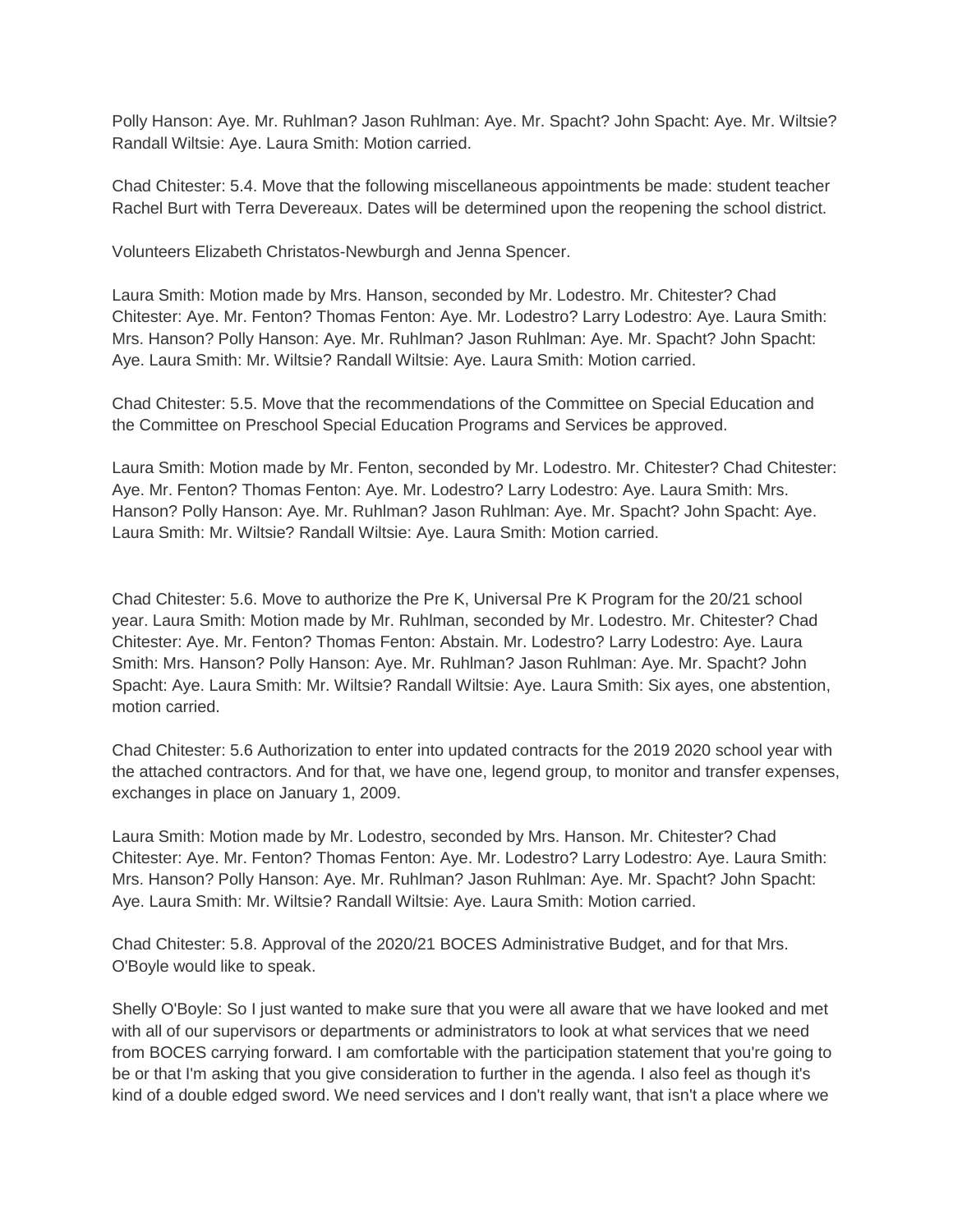Polly Hanson: Aye. Mr. Ruhlman? Jason Ruhlman: Aye. Mr. Spacht? John Spacht: Aye. Mr. Wiltsie? Randall Wiltsie: Aye. Laura Smith: Motion carried.

Chad Chitester: 5.4. Move that the following miscellaneous appointments be made: student teacher Rachel Burt with Terra Devereaux. Dates will be determined upon the reopening the school district.

Volunteers Elizabeth Christatos-Newburgh and Jenna Spencer.

Laura Smith: Motion made by Mrs. Hanson, seconded by Mr. Lodestro. Mr. Chitester? Chad Chitester: Aye. Mr. Fenton? Thomas Fenton: Aye. Mr. Lodestro? Larry Lodestro: Aye. Laura Smith: Mrs. Hanson? Polly Hanson: Aye. Mr. Ruhlman? Jason Ruhlman: Aye. Mr. Spacht? John Spacht: Aye. Laura Smith: Mr. Wiltsie? Randall Wiltsie: Aye. Laura Smith: Motion carried.

Chad Chitester: 5.5. Move that the recommendations of the Committee on Special Education and the Committee on Preschool Special Education Programs and Services be approved.

Laura Smith: Motion made by Mr. Fenton, seconded by Mr. Lodestro. Mr. Chitester? Chad Chitester: Aye. Mr. Fenton? Thomas Fenton: Aye. Mr. Lodestro? Larry Lodestro: Aye. Laura Smith: Mrs. Hanson? Polly Hanson: Aye. Mr. Ruhlman? Jason Ruhlman: Aye. Mr. Spacht? John Spacht: Aye. Laura Smith: Mr. Wiltsie? Randall Wiltsie: Aye. Laura Smith: Motion carried.

Chad Chitester: 5.6. Move to authorize the Pre K, Universal Pre K Program for the 20/21 school year. Laura Smith: Motion made by Mr. Ruhlman, seconded by Mr. Lodestro. Mr. Chitester? Chad Chitester: Aye. Mr. Fenton? Thomas Fenton: Abstain. Mr. Lodestro? Larry Lodestro: Aye. Laura Smith: Mrs. Hanson? Polly Hanson: Aye. Mr. Ruhlman? Jason Ruhlman: Aye. Mr. Spacht? John Spacht: Aye. Laura Smith: Mr. Wiltsie? Randall Wiltsie: Aye. Laura Smith: Six ayes, one abstention, motion carried.

Chad Chitester: 5.6 Authorization to enter into updated contracts for the 2019 2020 school year with the attached contractors. And for that, we have one, legend group, to monitor and transfer expenses, exchanges in place on January 1, 2009.

Laura Smith: Motion made by Mr. Lodestro, seconded by Mrs. Hanson. Mr. Chitester? Chad Chitester: Aye. Mr. Fenton? Thomas Fenton: Aye. Mr. Lodestro? Larry Lodestro: Aye. Laura Smith: Mrs. Hanson? Polly Hanson: Aye. Mr. Ruhlman? Jason Ruhlman: Aye. Mr. Spacht? John Spacht: Aye. Laura Smith: Mr. Wiltsie? Randall Wiltsie: Aye. Laura Smith: Motion carried.

Chad Chitester: 5.8. Approval of the 2020/21 BOCES Administrative Budget, and for that Mrs. O'Boyle would like to speak.

Shelly O'Boyle: So I just wanted to make sure that you were all aware that we have looked and met with all of our supervisors or departments or administrators to look at what services that we need from BOCES carrying forward. I am comfortable with the participation statement that you're going to be or that I'm asking that you give consideration to further in the agenda. I also feel as though it's kind of a double edged sword. We need services and I don't really want, that isn't a place where we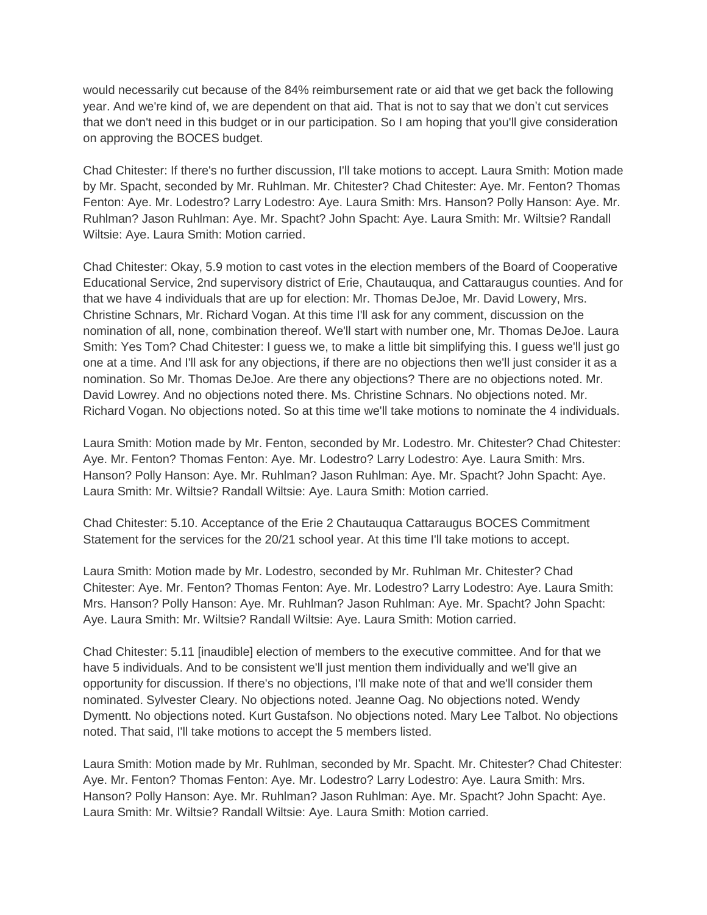would necessarily cut because of the 84% reimbursement rate or aid that we get back the following year. And we're kind of, we are dependent on that aid. That is not to say that we don't cut services that we don't need in this budget or in our participation. So I am hoping that you'll give consideration on approving the BOCES budget.

Chad Chitester: If there's no further discussion, I'll take motions to accept. Laura Smith: Motion made by Mr. Spacht, seconded by Mr. Ruhlman. Mr. Chitester? Chad Chitester: Aye. Mr. Fenton? Thomas Fenton: Aye. Mr. Lodestro? Larry Lodestro: Aye. Laura Smith: Mrs. Hanson? Polly Hanson: Aye. Mr. Ruhlman? Jason Ruhlman: Aye. Mr. Spacht? John Spacht: Aye. Laura Smith: Mr. Wiltsie? Randall Wiltsie: Aye. Laura Smith: Motion carried.

Chad Chitester: Okay, 5.9 motion to cast votes in the election members of the Board of Cooperative Educational Service, 2nd supervisory district of Erie, Chautauqua, and Cattaraugus counties. And for that we have 4 individuals that are up for election: Mr. Thomas DeJoe, Mr. David Lowery, Mrs. Christine Schnars, Mr. Richard Vogan. At this time I'll ask for any comment, discussion on the nomination of all, none, combination thereof. We'll start with number one, Mr. Thomas DeJoe. Laura Smith: Yes Tom? Chad Chitester: I guess we, to make a little bit simplifying this. I guess we'll just go one at a time. And I'll ask for any objections, if there are no objections then we'll just consider it as a nomination. So Mr. Thomas DeJoe. Are there any objections? There are no objections noted. Mr. David Lowrey. And no objections noted there. Ms. Christine Schnars. No objections noted. Mr. Richard Vogan. No objections noted. So at this time we'll take motions to nominate the 4 individuals.

Laura Smith: Motion made by Mr. Fenton, seconded by Mr. Lodestro. Mr. Chitester? Chad Chitester: Aye. Mr. Fenton? Thomas Fenton: Aye. Mr. Lodestro? Larry Lodestro: Aye. Laura Smith: Mrs. Hanson? Polly Hanson: Aye. Mr. Ruhlman? Jason Ruhlman: Aye. Mr. Spacht? John Spacht: Aye. Laura Smith: Mr. Wiltsie? Randall Wiltsie: Aye. Laura Smith: Motion carried.

Chad Chitester: 5.10. Acceptance of the Erie 2 Chautauqua Cattaraugus BOCES Commitment Statement for the services for the 20/21 school year. At this time I'll take motions to accept.

Laura Smith: Motion made by Mr. Lodestro, seconded by Mr. Ruhlman Mr. Chitester? Chad Chitester: Aye. Mr. Fenton? Thomas Fenton: Aye. Mr. Lodestro? Larry Lodestro: Aye. Laura Smith: Mrs. Hanson? Polly Hanson: Aye. Mr. Ruhlman? Jason Ruhlman: Aye. Mr. Spacht? John Spacht: Aye. Laura Smith: Mr. Wiltsie? Randall Wiltsie: Aye. Laura Smith: Motion carried.

Chad Chitester: 5.11 [inaudible] election of members to the executive committee. And for that we have 5 individuals. And to be consistent we'll just mention them individually and we'll give an opportunity for discussion. If there's no objections, I'll make note of that and we'll consider them nominated. Sylvester Cleary. No objections noted. Jeanne Oag. No objections noted. Wendy Dymentt. No objections noted. Kurt Gustafson. No objections noted. Mary Lee Talbot. No objections noted. That said, I'll take motions to accept the 5 members listed.

Laura Smith: Motion made by Mr. Ruhlman, seconded by Mr. Spacht. Mr. Chitester? Chad Chitester: Aye. Mr. Fenton? Thomas Fenton: Aye. Mr. Lodestro? Larry Lodestro: Aye. Laura Smith: Mrs. Hanson? Polly Hanson: Aye. Mr. Ruhlman? Jason Ruhlman: Aye. Mr. Spacht? John Spacht: Aye. Laura Smith: Mr. Wiltsie? Randall Wiltsie: Aye. Laura Smith: Motion carried.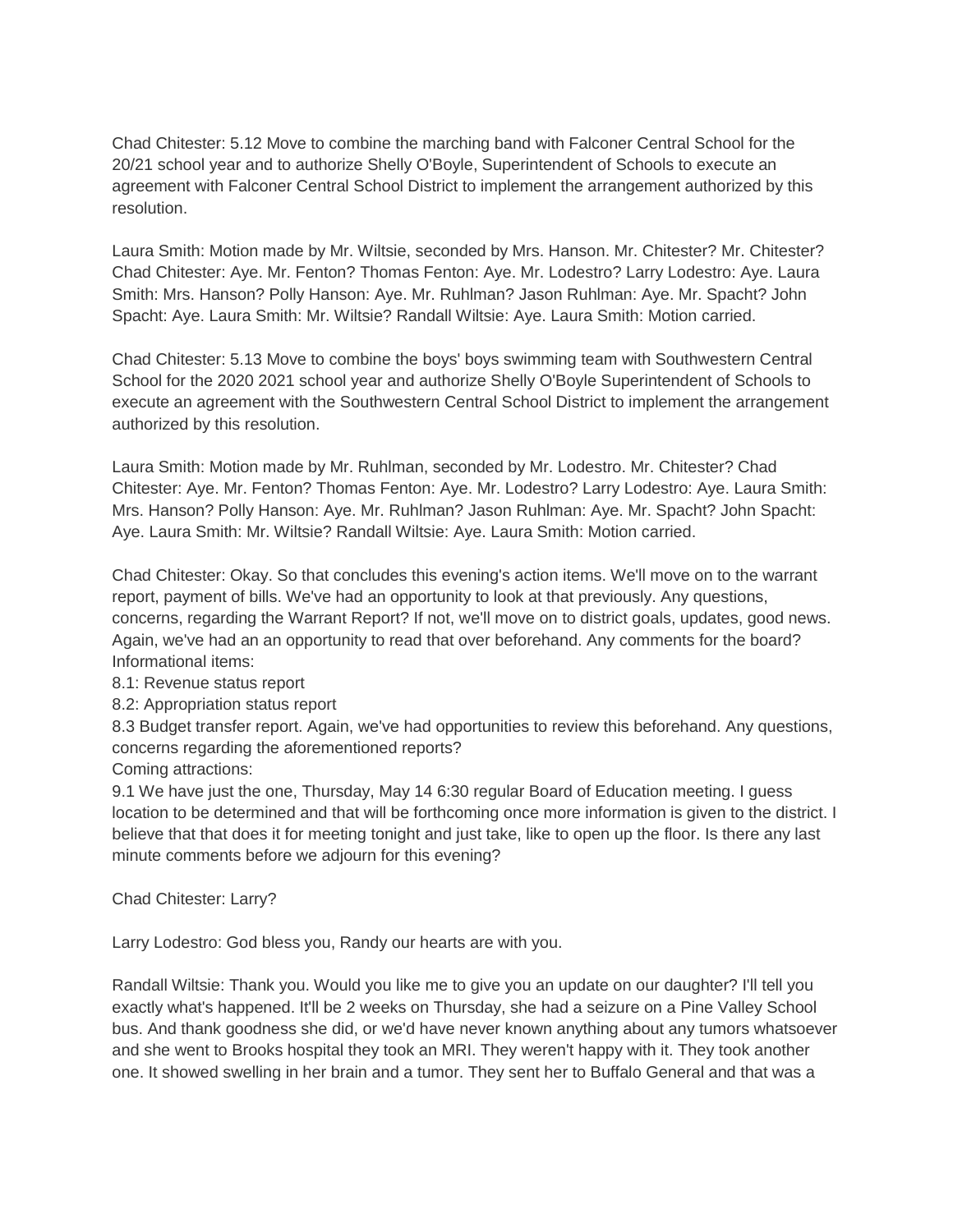Chad Chitester: 5.12 Move to combine the marching band with Falconer Central School for the 20/21 school year and to authorize Shelly O'Boyle, Superintendent of Schools to execute an agreement with Falconer Central School District to implement the arrangement authorized by this resolution.

Laura Smith: Motion made by Mr. Wiltsie, seconded by Mrs. Hanson. Mr. Chitester? Mr. Chitester? Chad Chitester: Aye. Mr. Fenton? Thomas Fenton: Aye. Mr. Lodestro? Larry Lodestro: Aye. Laura Smith: Mrs. Hanson? Polly Hanson: Aye. Mr. Ruhlman? Jason Ruhlman: Aye. Mr. Spacht? John Spacht: Aye. Laura Smith: Mr. Wiltsie? Randall Wiltsie: Aye. Laura Smith: Motion carried.

Chad Chitester: 5.13 Move to combine the boys' boys swimming team with Southwestern Central School for the 2020 2021 school year and authorize Shelly O'Boyle Superintendent of Schools to execute an agreement with the Southwestern Central School District to implement the arrangement authorized by this resolution.

Laura Smith: Motion made by Mr. Ruhlman, seconded by Mr. Lodestro. Mr. Chitester? Chad Chitester: Aye. Mr. Fenton? Thomas Fenton: Aye. Mr. Lodestro? Larry Lodestro: Aye. Laura Smith: Mrs. Hanson? Polly Hanson: Aye. Mr. Ruhlman? Jason Ruhlman: Aye. Mr. Spacht? John Spacht: Aye. Laura Smith: Mr. Wiltsie? Randall Wiltsie: Aye. Laura Smith: Motion carried.

Chad Chitester: Okay. So that concludes this evening's action items. We'll move on to the warrant report, payment of bills. We've had an opportunity to look at that previously. Any questions, concerns, regarding the Warrant Report? If not, we'll move on to district goals, updates, good news. Again, we've had an an opportunity to read that over beforehand. Any comments for the board?
Informational items:
8.1: Revenue status report
8.2: Appropriation status report
8.3 Budget transfer report. Again, we've had opportunities to review this beforehand. Any questions, concerns regarding the aforementioned reports?
Coming attractions:
9.1 We have just the one, Thursday, May 14 6:30 regular Board of Education meeting. I guess location to be determined and that will be forthcoming once more information is given to the district. I believe that that does it for meeting tonight and just take, like to open up the floor. Is there any last minute comments before we adjourn for this evening?

Chad Chitester: Larry?

Larry Lodestro: God bless you, Randy our hearts are with you.

Randall Wiltsie: Thank you. Would you like me to give you an update on our daughter? I'll tell you exactly what's happened. It'll be 2 weeks on Thursday, she had a seizure on a Pine Valley School bus. And thank goodness she did, or we'd have never known anything about any tumors whatsoever and she went to Brooks hospital they took an MRI. They weren't happy with it. They took another one. It showed swelling in her brain and a tumor. They sent her to Buffalo General and that was a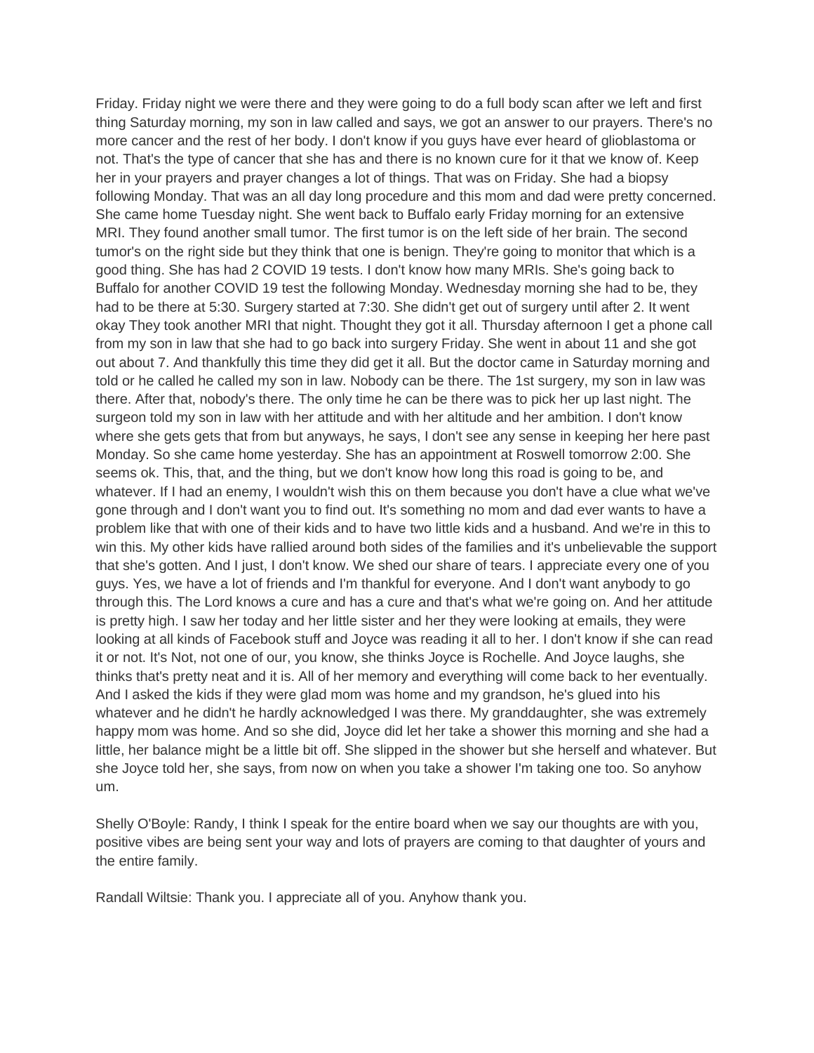Friday. Friday night we were there and they were going to do a full body scan after we left and first thing Saturday morning, my son in law called and says, we got an answer to our prayers. There's no more cancer and the rest of her body. I don't know if you guys have ever heard of glioblastoma or not. That's the type of cancer that she has and there is no known cure for it that we know of. Keep her in your prayers and prayer changes a lot of things. That was on Friday. She had a biopsy following Monday. That was an all day long procedure and this mom and dad were pretty concerned. She came home Tuesday night. She went back to Buffalo early Friday morning for an extensive MRI. They found another small tumor. The first tumor is on the left side of her brain. The second tumor's on the right side but they think that one is benign. They're going to monitor that which is a good thing. She has had 2 COVID 19 tests. I don't know how many MRIs. She's going back to Buffalo for another COVID 19 test the following Monday. Wednesday morning she had to be, they had to be there at 5:30. Surgery started at 7:30. She didn't get out of surgery until after 2. It went okay They took another MRI that night. Thought they got it all. Thursday afternoon I get a phone call from my son in law that she had to go back into surgery Friday. She went in about 11 and she got out about 7. And thankfully this time they did get it all. But the doctor came in Saturday morning and told or he called he called my son in law. Nobody can be there. The 1st surgery, my son in law was there. After that, nobody's there. The only time he can be there was to pick her up last night. The surgeon told my son in law with her attitude and with her altitude and her ambition. I don't know where she gets gets that from but anyways, he says, I don't see any sense in keeping her here past Monday. So she came home yesterday. She has an appointment at Roswell tomorrow 2:00. She seems ok. This, that, and the thing, but we don't know how long this road is going to be, and whatever. If I had an enemy, I wouldn't wish this on them because you don't have a clue what we've gone through and I don't want you to find out. It's something no mom and dad ever wants to have a problem like that with one of their kids and to have two little kids and a husband. And we're in this to win this. My other kids have rallied around both sides of the families and it's unbelievable the support that she's gotten. And I just, I don't know. We shed our share of tears. I appreciate every one of you guys. Yes, we have a lot of friends and I'm thankful for everyone. And I don't want anybody to go through this. The Lord knows a cure and has a cure and that's what we're going on. And her attitude is pretty high. I saw her today and her little sister and her they were looking at emails, they were looking at all kinds of Facebook stuff and Joyce was reading it all to her. I don't know if she can read it or not. It's Not, not one of our, you know, she thinks Joyce is Rochelle. And Joyce laughs, she thinks that's pretty neat and it is. All of her memory and everything will come back to her eventually. And I asked the kids if they were glad mom was home and my grandson, he's glued into his whatever and he didn't he hardly acknowledged I was there. My granddaughter, she was extremely happy mom was home. And so she did, Joyce did let her take a shower this morning and she had a little, her balance might be a little bit off. She slipped in the shower but she herself and whatever. But she Joyce told her, she says, from now on when you take a shower I'm taking one too. So anyhow um.

Shelly O'Boyle: Randy, I think I speak for the entire board when we say our thoughts are with you, positive vibes are being sent your way and lots of prayers are coming to that daughter of yours and the entire family.

Randall Wiltsie: Thank you. I appreciate all of you. Anyhow thank you.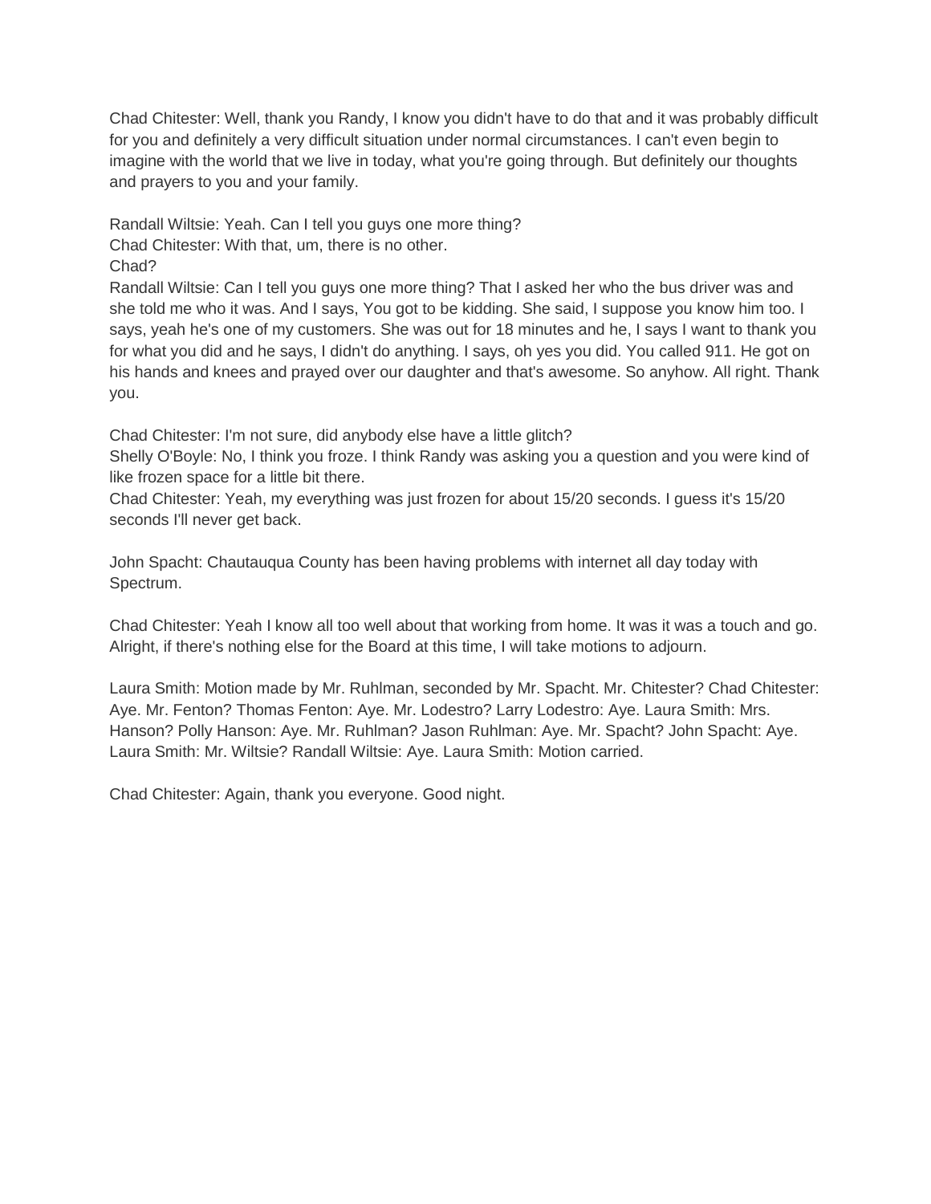Chad Chitester: Well, thank you Randy, I know you didn't have to do that and it was probably difficult for you and definitely a very difficult situation under normal circumstances. I can't even begin to imagine with the world that we live in today, what you're going through. But definitely our thoughts and prayers to you and your family.

Randall Wiltsie: Yeah. Can I tell you guys one more thing?
Chad Chitester: With that, um, there is no other.
Chad?
Randall Wiltsie: Can I tell you guys one more thing? That I asked her who the bus driver was and she told me who it was. And I says, You got to be kidding. She said, I suppose you know him too. I says, yeah he's one of my customers. She was out for 18 minutes and he, I says I want to thank you for what you did and he says, I didn't do anything. I says, oh yes you did. You called 911. He got on his hands and knees and prayed over our daughter and that's awesome. So anyhow. All right. Thank you.

Chad Chitester: I'm not sure, did anybody else have a little glitch?
Shelly O'Boyle: No, I think you froze. I think Randy was asking you a question and you were kind of like frozen space for a little bit there.
Chad Chitester: Yeah, my everything was just frozen for about 15/20 seconds. I guess it's 15/20 seconds I'll never get back.

John Spacht: Chautauqua County has been having problems with internet all day today with Spectrum.

Chad Chitester: Yeah I know all too well about that working from home. It was it was a touch and go. Alright, if there's nothing else for the Board at this time, I will take motions to adjourn.

Laura Smith: Motion made by Mr. Ruhlman, seconded by Mr. Spacht. Mr. Chitester? Chad Chitester: Aye. Mr. Fenton? Thomas Fenton: Aye. Mr. Lodestro? Larry Lodestro: Aye. Laura Smith: Mrs. Hanson? Polly Hanson: Aye. Mr. Ruhlman? Jason Ruhlman: Aye. Mr. Spacht? John Spacht: Aye. Laura Smith: Mr. Wiltsie? Randall Wiltsie: Aye. Laura Smith: Motion carried.

Chad Chitester: Again, thank you everyone. Good night.